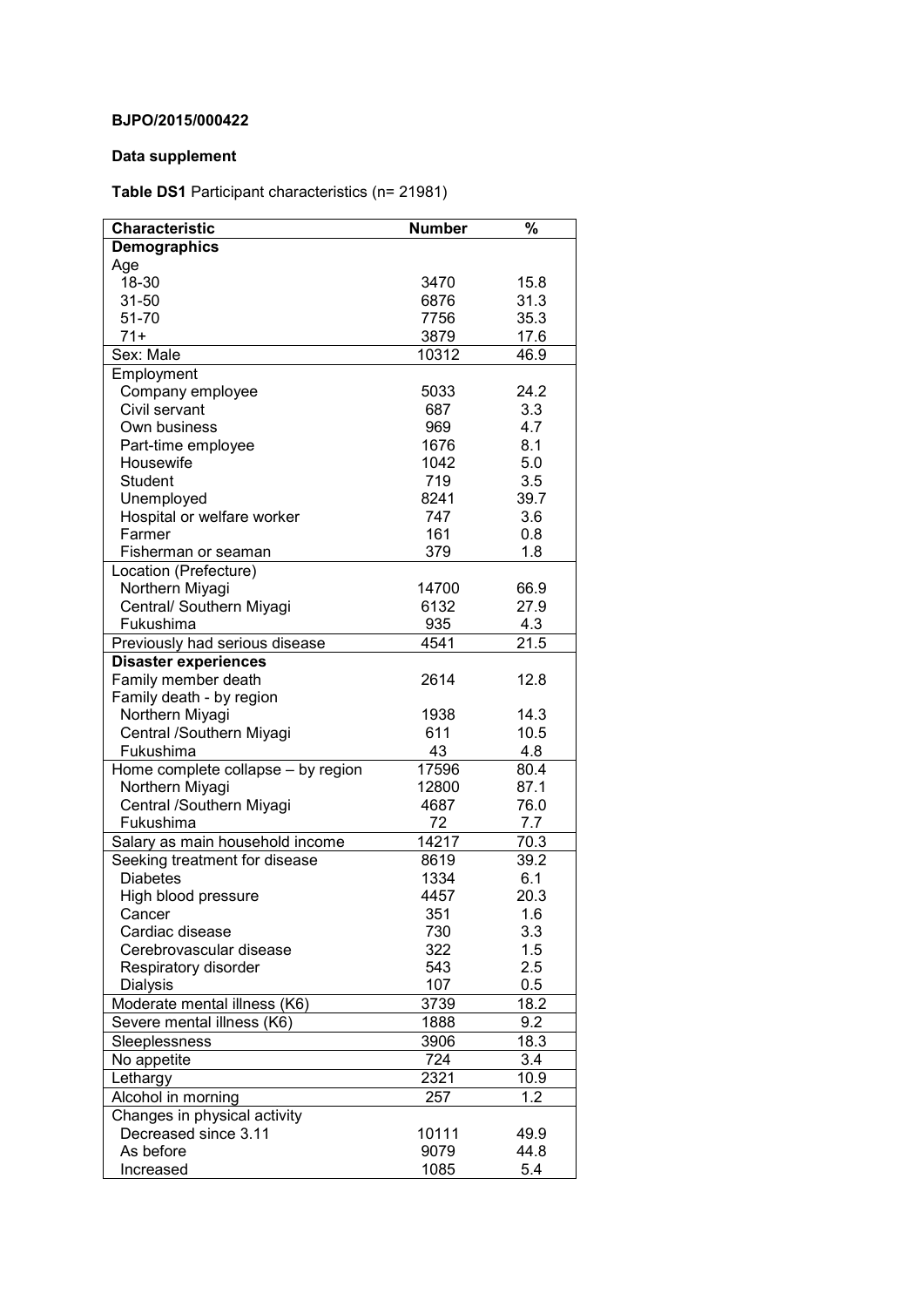**BJPO/2015/000422**

**Data supplement**

**Table DS1** Participant characteristics (n= 21981)

| Characteristic | Number | % |
|---|---|---|
| **Demographics** | | |
| Age | | |
| 18-30 | 3470 | 15.8 |
| 31-50 | 6876 | 31.3 |
| 51-70 | 7756 | 35.3 |
| 71+ | 3879 | 17.6 |
| Sex: Male | 10312 | 46.9 |
| Employment | | |
| Company employee | 5033 | 24.2 |
| Civil servant | 687 | 3.3 |
| Own business | 969 | 4.7 |
| Part-time employee | 1676 | 8.1 |
| Housewife | 1042 | 5.0 |
| Student | 719 | 3.5 |
| Unemployed | 8241 | 39.7 |
| Hospital or welfare worker | 747 | 3.6 |
| Farmer | 161 | 0.8 |
| Fisherman or seaman | 379 | 1.8 |
| Location (Prefecture) | | |
| Northern Miyagi | 14700 | 66.9 |
| Central/ Southern Miyagi | 6132 | 27.9 |
| Fukushima | 935 | 4.3 |
| Previously had serious disease | 4541 | 21.5 |
| **Disaster experiences** | | |
| Family member death | 2614 | 12.8 |
| Family death - by region | | |
| Northern Miyagi | 1938 | 14.3 |
| Central /Southern Miyagi | 611 | 10.5 |
| Fukushima | 43 | 4.8 |
| Home complete collapse – by region | 17596 | 80.4 |
| Northern Miyagi | 12800 | 87.1 |
| Central /Southern Miyagi | 4687 | 76.0 |
| Fukushima | 72 | 7.7 |
| Salary as main household income | 14217 | 70.3 |
| Seeking treatment for disease | 8619 | 39.2 |
| Diabetes | 1334 | 6.1 |
| High blood pressure | 4457 | 20.3 |
| Cancer | 351 | 1.6 |
| Cardiac disease | 730 | 3.3 |
| Cerebrovascular disease | 322 | 1.5 |
| Respiratory disorder | 543 | 2.5 |
| Dialysis | 107 | 0.5 |
| Moderate mental illness (K6) | 3739 | 18.2 |
| Severe mental illness (K6) | 1888 | 9.2 |
| Sleeplessness | 3906 | 18.3 |
| No appetite | 724 | 3.4 |
| Lethargy | 2321 | 10.9 |
| Alcohol in morning | 257 | 1.2 |
| Changes in physical activity | | |
| Decreased since 3.11 | 10111 | 49.9 |
| As before | 9079 | 44.8 |
| Increased | 1085 | 5.4 |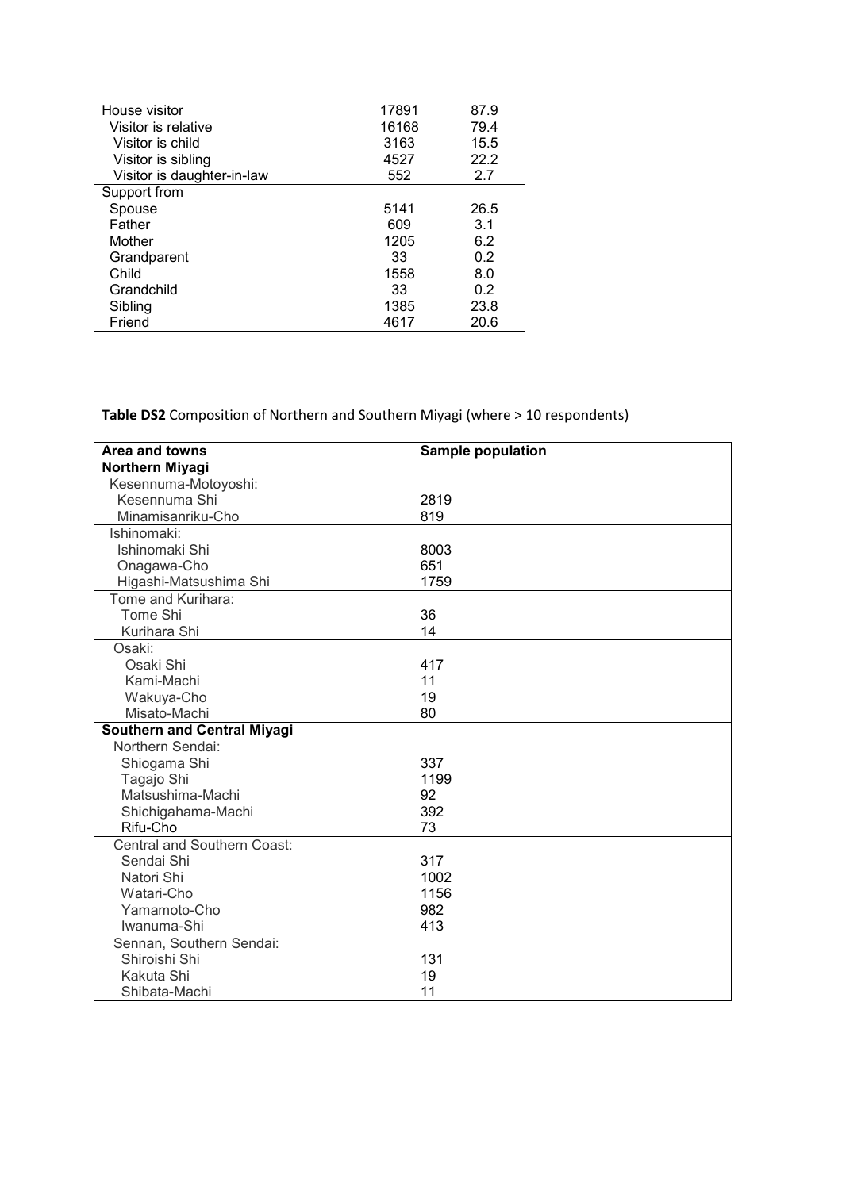| | | |
|---|---|---|
| House visitor | 17891 | 87.9 |
| Visitor is relative | 16168 | 79.4 |
| Visitor is child | 3163 | 15.5 |
| Visitor is sibling | 4527 | 22.2 |
| Visitor is daughter-in-law | 552 | 2.7 |
| Support from | | |
| Spouse | 5141 | 26.5 |
| Father | 609 | 3.1 |
| Mother | 1205 | 6.2 |
| Grandparent | 33 | 0.2 |
| Child | 1558 | 8.0 |
| Grandchild | 33 | 0.2 |
| Sibling | 1385 | 23.8 |
| Friend | 4617 | 20.6 |

**Table DS2** Composition of Northern and Southern Miyagi (where > 10 respondents)

| Area and towns | Sample population |
|---|---|
| **Northern Miyagi** | |
| Kesennuma-Motoyoshi: | |
| Kesennuma Shi | 2819 |
| Minamisanriku-Cho | 819 |
| Ishinomaki: | |
| Ishinomaki Shi | 8003 |
| Onagawa-Cho | 651 |
| Higashi-Matsushima Shi | 1759 |
| Tome and Kurihara: | |
| Tome Shi | 36 |
| Kurihara Shi | 14 |
| Osaki: | |
| Osaki Shi | 417 |
| Kami-Machi | 11 |
| Wakuya-Cho | 19 |
| Misato-Machi | 80 |
| **Southern and Central Miyagi** | |
| Northern Sendai: | |
| Shiogama Shi | 337 |
| Tagajo Shi | 1199 |
| Matsushima-Machi | 92 |
| Shichigahama-Machi | 392 |
| Rifu-Cho | 73 |
| Central and Southern Coast: | |
| Sendai Shi | 317 |
| Natori Shi | 1002 |
| Watari-Cho | 1156 |
| Yamamoto-Cho | 982 |
| Iwanuma-Shi | 413 |
| Sennan, Southern Sendai: | |
| Shiroishi Shi | 131 |
| Kakuta Shi | 19 |
| Shibata-Machi | 11 |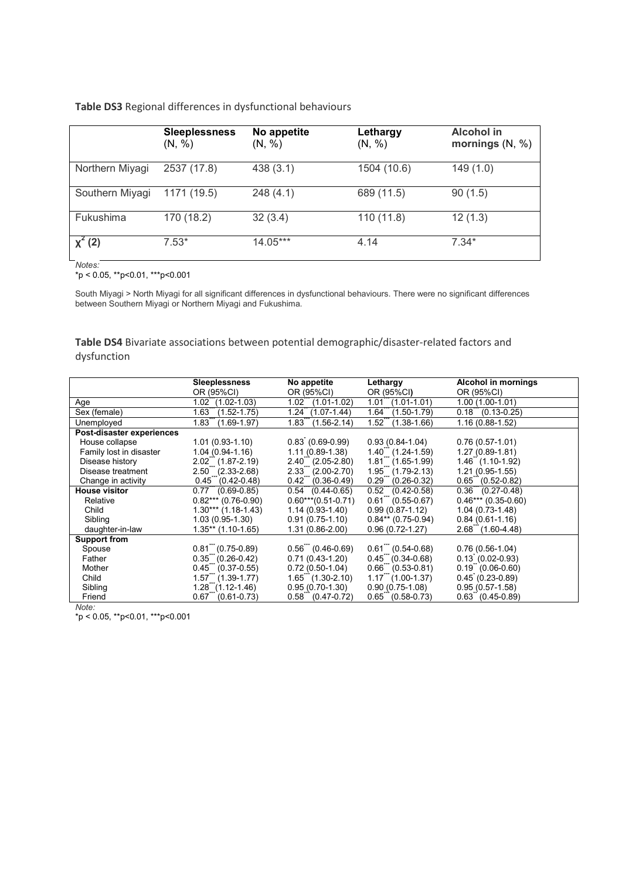**Table DS3** Regional differences in dysfunctional behaviours

| | **Sleeplessness** (N, %) | **No appetite** (N, %) | **Lethargy** (N, %) | **Alcohol in mornings** (N, %) |
|---|---|---|---|---|
| Northern Miyagi | 2537 (17.8) | 438 (3.1) | 1504 (10.6) | 149 (1.0) |
| Southern Miyagi | 1171 (19.5) | 248 (4.1) | 689 (11.5) | 90 (1.5) |
| Fukushima | 170 (18.2) | 32 (3.4) | 110 (11.8) | 12 (1.3) |
| $\chi^2$ (2) | 7.53* | 14.05*** | 4.14 | 7.34* |

*Notes:*

*p < 0.05, **p<0.01, ***p<0.001

South Miyagi > North Miyagi for all significant differences in dysfunctional behaviours. There were no significant differences between Southern Miyagi or Northern Miyagi and Fukushima.

**Table DS4** Bivariate associations between potential demographic/disaster-related factors and dysfunction

| | **Sleeplessness** OR (95%CI) | **No appetite** OR (95%CI) | **Lethargy** OR (95%CI) | **Alcohol in mornings** OR (95%CI) |
|---|---|---|---|---|
| Age | 1.02*** (1.02-1.03) | 1.02*** (1.01-1.02) | 1.01*** (1.01-1.01) | 1.00 (1.00-1.01) |
| Sex (female) | 1.63*** (1.52-1.75) | 1.24** (1.07-1.44) | 1.64*** (1.50-1.79) | 0.18*** (0.13-0.25) |
| Unemployed | 1.83*** (1.69-1.97) | 1.83*** (1.56-2.14) | 1.52*** (1.38-1.66) | 1.16 (0.88-1.52) |
| **Post-disaster experiences** | | | | |
| House collapse | 1.01 (0.93-1.10) | 0.83* (0.69-0.99) | 0.93 (0.84-1.04) | 0.76 (0.57-1.01) |
| Family lost in disaster | 1.04 (0.94-1.16) | 1.11 (0.89-1.38) | 1.40*** (1.24-1.59) | 1.27 (0.89-1.81) |
| Disease history | 2.02*** (1.87-2.19) | 2.40*** (2.05-2.80) | 1.81*** (1.65-1.99) | 1.46** (1.10-1.92) |
| Disease treatment | 2.50*** (2.33-2.68) | 2.33*** (2.00-2.70) | 1.95*** (1.79-2.13) | 1.21 (0.95-1.55) |
| Change in activity | 0.45*** (0.42-0.48) | 0.42*** (0.36-0.49) | 0.29*** (0.26-0.32) | 0.65*** (0.52-0.82) |
| **House visitor** | 0.77*** (0.69-0.85) | 0.54*** (0.44-0.65) | 0.52*** (0.42-0.58) | 0.36*** (0.27-0.48) |
| Relative | 0.82*** (0.76-0.90) | 0.60***(0.51-0.71) | 0.61*** (0.55-0.67) | 0.46*** (0.35-0.60) |
| Child | 1.30*** (1.18-1.43) | 1.14 (0.93-1.40) | 0.99 (0.87-1.12) | 1.04 (0.73-1.48) |
| Sibling | 1.03 (0.95-1.30) | 0.91 (0.75-1.10) | 0.84** (0.75-0.94) | 0.84 (0.61-1.16) |
| daughter-in-law | 1.35** (1.10-1.65) | 1.31 (0.86-2.00) | 0.96 (0.72-1.27) | 2.68*** (1.60-4.48) |
| **Support from** | | | | |
| Spouse | 0.81*** (0.75-0.89) | 0.56*** (0.46-0.69) | 0.61*** (0.54-0.68) | 0.76 (0.56-1.04) |
| Father | 0.35*** (0.26-0.42) | 0.71 (0.43-1.20) | 0.45*** (0.34-0.68) | 0.13* (0.02-0.93) |
| Mother | 0.45*** (0.37-0.55) | 0.72 (0.50-1.04) | 0.66*** (0.53-0.81) | 0.19** (0.06-0.60) |
| Child | 1.57*** (1.39-1.77) | 1.65*** (1.30-2.10) | 1.17*** (1.00-1.37) | 0.45* (0.23-0.89) |
| Sibling | 1.28*** (1.12-1.46) | 0.95 (0.70-1.30) | 0.90 (0.75-1.08) | 0.95 (0.57-1.58) |
| Friend | 0.67*** (0.61-0.73) | 0.58*** (0.47-0.72) | 0.65*** (0.58-0.73) | 0.63** (0.45-0.89) |

*Note:*

*p < 0.05, **p<0.01, ***p<0.001